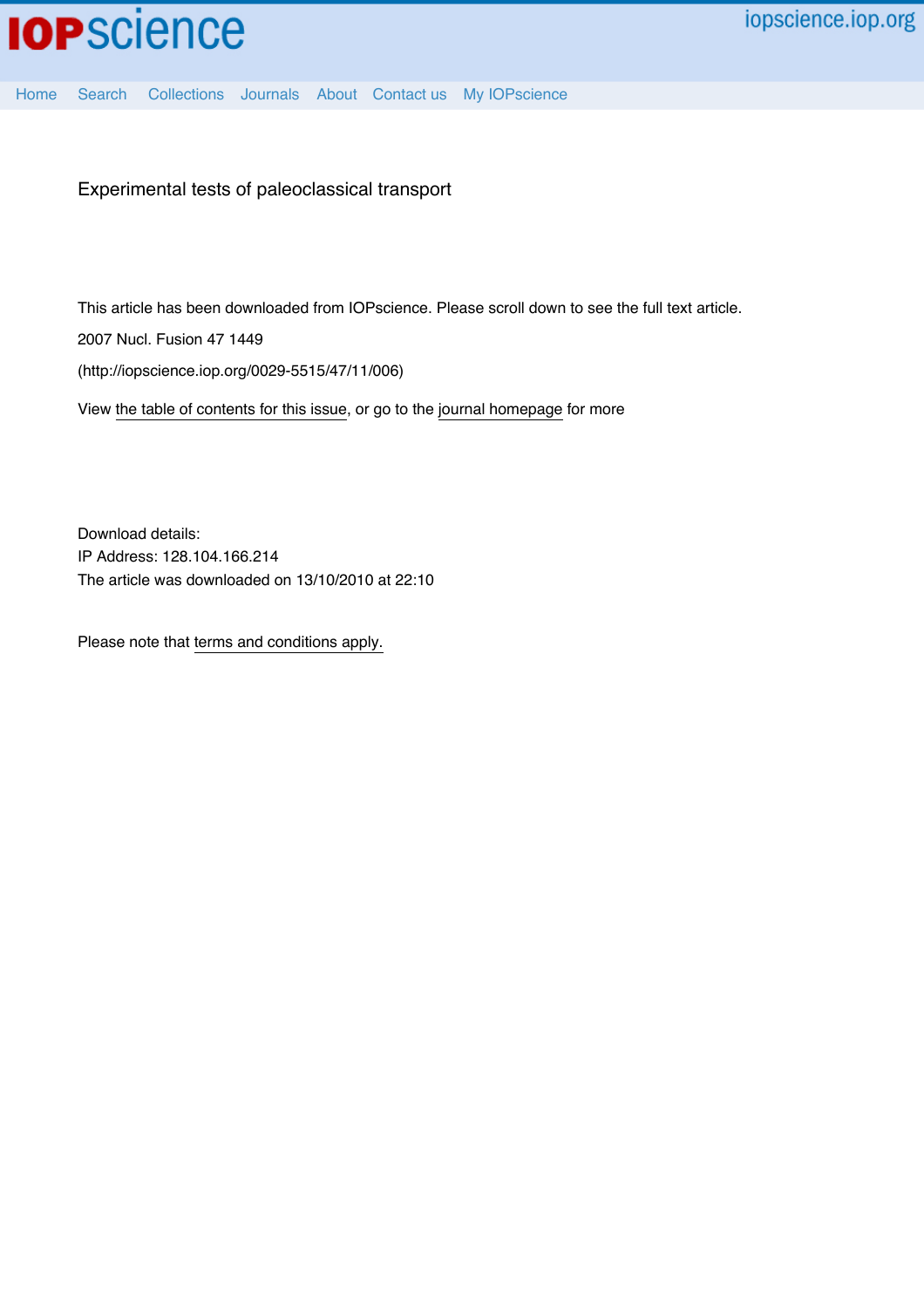# Experimental tests of paleoclassical transport

This article has been downloaded from IOPscience. Please scroll down to see the full text article.

2007 Nucl. Fusion 47 1449

(http://iopscience.iop.org/0029-5515/47/11/006)

View the table of contents for this issue, or go to the journal homepage for more

Download details:
IP Address: 128.104.166.214
The article was downloaded on 13/10/2010 at 22:10

Please note that terms and conditions apply.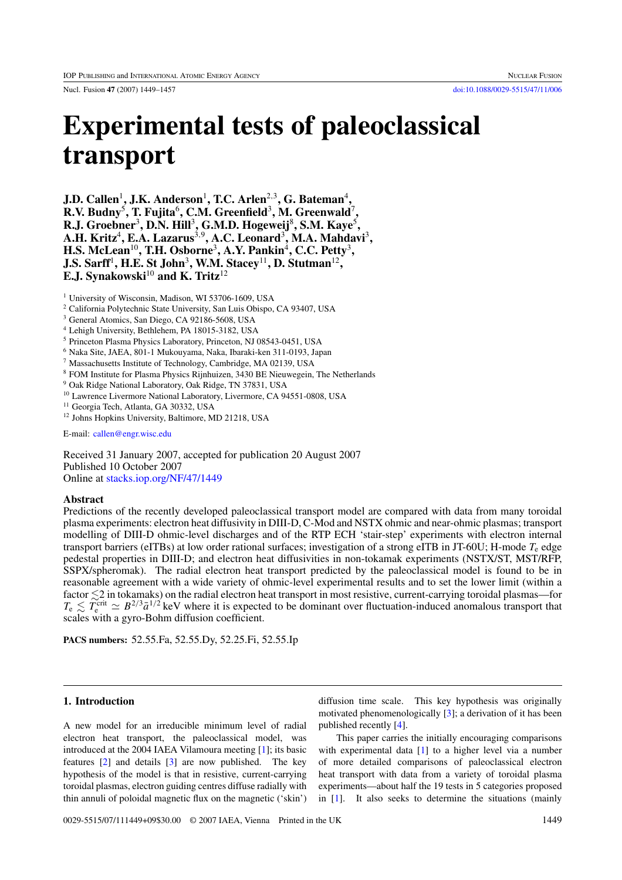# Experimental tests of paleoclassical transport

**J.D. Callen[1], J.K. Anderson[1], T.C. Arlen[2,3], G. Bateman[4], R.V. Budny[5], T. Fujita[6], C.M. Greenfield[3], M. Greenwald[7], R.J. Groebner[3], D.N. Hill[3], G.M.D. Hogeweij[8], S.M. Kaye[5], A.H. Kritz[4], E.A. Lazarus[3,9], A.C. Leonard[3], M.A. Mahdavi[3], H.S. McLean[10], T.H. Osborne[3], A.Y. Pankin[4], C.C. Petty[3], J.S. Sarff[1], H.E. St John[3], W.M. Stacey[11], D. Stutman[12], E.J. Synakowski[10] and K. Tritz[12]**

[1] University of Wisconsin, Madison, WI 53706-1609, USA
[2] California Polytechnic State University, San Luis Obispo, CA 93407, USA
[3] General Atomics, San Diego, CA 92186-5608, USA
[4] Lehigh University, Bethlehem, PA 18015-3182, USA
[5] Princeton Plasma Physics Laboratory, Princeton, NJ 08543-0451, USA
[6] Naka Site, JAEA, 801-1 Mukouyama, Naka, Ibaraki-ken 311-0193, Japan
[7] Massachusetts Institute of Technology, Cambridge, MA 02139, USA
[8] FOM Institute for Plasma Physics Rijnhuizen, 3430 BE Nieuwegein, The Netherlands
[9] Oak Ridge National Laboratory, Oak Ridge, TN 37831, USA
[10] Lawrence Livermore National Laboratory, Livermore, CA 94551-0808, USA
[11] Georgia Tech, Atlanta, GA 30332, USA
[12] Johns Hopkins University, Baltimore, MD 21218, USA

E-mail: callen@engr.wisc.edu

Received 31 January 2007, accepted for publication 20 August 2007
Published 10 October 2007
Online at stacks.iop.org/NF/47/1449

## Abstract

Predictions of the recently developed paleoclassical transport model are compared with data from many toroidal plasma experiments: electron heat diffusivity in DIII-D, C-Mod and NSTX ohmic and near-ohmic plasmas; transport modelling of DIII-D ohmic-level discharges and of the RTP ECH 'stair-step' experiments with electron internal transport barriers (eITBs) at low order rational surfaces; investigation of a strong eITB in JT-60U; H-mode $T_e$ edge pedestal properties in DIII-D; and electron heat diffusivities in non-tokamak experiments (NSTX/ST, MST/RFP, SSPX/spheromak). The radial electron heat transport predicted by the paleoclassical model is found to be in reasonable agreement with a wide variety of ohmic-level experimental results and to set the lower limit (within a factor $\lesssim 2$ in tokamaks) on the radial electron heat transport in most resistive, current-carrying toroidal plasmas—for $T_e \lesssim T_e^{\text{crit}} \simeq B^{2/3}\bar{a}^{1/2}$ keV where it is expected to be dominant over fluctuation-induced anomalous transport that scales with a gyro-Bohm diffusion coefficient.

**PACS numbers:** 52.55.Fa, 52.55.Dy, 52.25.Fi, 52.55.Ip

## 1. Introduction

A new model for an irreducible minimum level of radial electron heat transport, the paleoclassical model, was introduced at the 2004 IAEA Vilamoura meeting [1]; its basic features [2] and details [3] are now published. The key hypothesis of the model is that in resistive, current-carrying toroidal plasmas, electron guiding centres diffuse radially with thin annuli of poloidal magnetic flux on the magnetic ('skin') diffusion time scale. This key hypothesis was originally motivated phenomenologically [3]; a derivation of it has been published recently [4].

This paper carries the initially encouraging comparisons with experimental data [1] to a higher level via a number of more detailed comparisons of paleoclassical electron heat transport with data from a variety of toroidal plasma experiments—about half the 19 tests in 5 categories proposed in [1]. It also seeks to determine the situations (mainly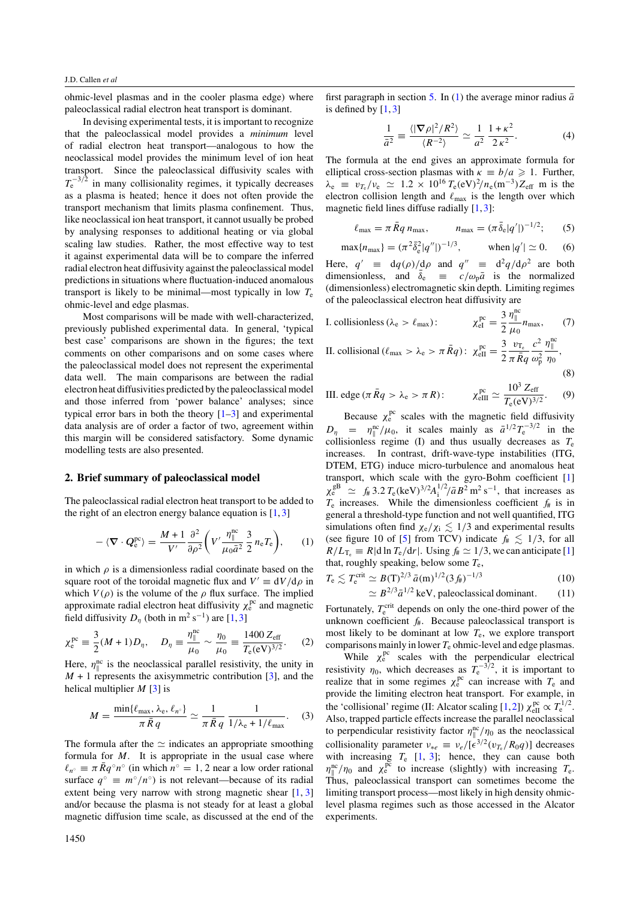ohmic-level plasmas and in the cooler plasma edge) where paleoclassical radial electron heat transport is dominant.

In devising experimental tests, it is important to recognize that the paleoclassical model provides a *minimum* level of radial electron heat transport—analogous to how the neoclassical model provides the minimum level of ion heat transport. Since the paleoclassical diffusivity scales with $T_e^{-3/2}$ in many collisionality regimes, it typically decreases as a plasma is heated; hence it does not often provide the transport mechanism that limits plasma confinement. Thus, like neoclassical ion heat transport, it cannot usually be probed by analysing responses to additional heating or via global scaling law studies. Rather, the most effective way to test it against experimental data will be to compare the inferred radial electron heat diffusivity against the paleoclassical model predictions in situations where fluctuation-induced anomalous transport is likely to be minimal—most typically in low $T_e$ ohmic-level and edge plasmas.

Most comparisons will be made with well-characterized, previously published experimental data. In general, 'typical best case' comparisons are shown in the figures; the text comments on other comparisons and on some cases where the paleoclassical model does not represent the experimental data well. The main comparisons are between the radial electron heat diffusivities predicted by the paleoclassical model and those inferred from 'power balance' analyses; since typical error bars in both the theory [1–3] and experimental data analysis are of order a factor of two, agreement within this margin will be considered satisfactory. Some dynamic modelling tests are also presented.

## 2. Brief summary of paleoclassical model

The paleoclassical radial electron heat transport to be added to the right of an electron energy balance equation is [1,3]

$$
-\langle \nabla \cdot \mathbf{Q}_e^{pc} \rangle = \frac{M+1}{V'} \frac{\partial^2}{\partial \rho^2}\left( V' \frac{\eta_\parallel^{nc}}{\mu_0 \bar{a}^2} \frac{3}{2} n_e T_e \right), \qquad (1)
$$

in which $\rho$ is a dimensionless radial coordinate based on the square root of the toroidal magnetic flux and $V' \equiv dV/d\rho$ in which $V(\rho)$ is the volume of the $\rho$ flux surface. The implied approximate radial electron heat diffusivity $\chi_e^{pc}$ and magnetic field diffusivity $D_\eta$ (both in $m^2 s^{-1}$) are [1,3]

$$
\chi_e^{pc} \equiv \frac{3}{2}(M+1) D_\eta, \quad D_\eta \equiv \frac{\eta_\parallel^{nc}}{\mu_0} \sim \frac{\eta_0}{\mu_0} \equiv \frac{1400\, Z_{eff}}{T_e(eV)^{3/2}}. \qquad (2)
$$

Here, $\eta_\parallel^{nc}$ is the neoclassical parallel resistivity, the unity in $M+1$ represents the axisymmetric contribution [3], and the helical multiplier $M$ [3] is

$$
M = \frac{\min\{\ell_{max}, \lambda_e, \ell_{n^\circ}\}}{\pi \bar{R} q} \simeq \frac{1}{\pi \bar{R} q} \frac{1}{1/\lambda_e + 1/\ell_{max}}. \qquad (3)
$$

The formula after the $\simeq$ indicates an appropriate smoothing formula for $M$. It is appropriate in the usual case where $\ell_{n^\circ} \equiv \pi \bar{R} q^\circ n^\circ$ (in which $n^\circ = 1, 2$ near a low order rational surface $q^\circ \equiv m^\circ/n^\circ$) is not relevant—because of its radial extent being very narrow with strong magnetic shear [1,3] and/or because the plasma is not steady for at least a global magnetic diffusion time scale, as discussed at the end of the first paragraph in section 5. In (1) the average minor radius $\bar{a}$ is defined by [1,3]

$$
\frac{1}{\bar{a}^2} \equiv \frac{\langle |\nabla \rho|^2 / R^2 \rangle}{\langle R^{-2} \rangle} \simeq \frac{1}{a^2} \frac{1+\kappa^2}{2\kappa^2}. \qquad (4)
$$

The formula at the end gives an approximate formula for elliptical cross-section plasmas with $\kappa \equiv b/a \geqslant 1$. Further, $\lambda_e \equiv v_{T_e}/\nu_e \simeq 1.2 \times 10^{16}\, T_e(eV)^2 / n_e(m^{-3}) Z_{eff}$ m is the electron collision length and $\ell_{max}$ is the length over which magnetic field lines diffuse radially [1,3]:

$$
\ell_{max} = \pi \bar{R} q\, n_{max}, \qquad n_{max} = (\pi \bar{\delta}_e |q'|)^{-1/2}; \qquad (5)
$$

$$
\max\{n_{max}\} = (\pi^2 \bar{\delta}_e^2 |q''|)^{-1/3}, \qquad \text{when } |q'| \simeq 0. \qquad (6)
$$

Here, $q' \equiv dq(\rho)/d\rho$ and $q'' \equiv d^2 q/d\rho^2$ are both dimensionless, and $\bar{\delta}_e \equiv c/\omega_p \bar{a}$ is the normalized (dimensionless) electromagnetic skin depth. Limiting regimes of the paleoclassical electron heat diffusivity are

$$
\text{I. collisionless } (\lambda_e > \ell_{max}): \qquad \chi_{eI}^{pc} = \frac{3}{2} \frac{\eta_\parallel^{nc}}{\mu_0} n_{max}, \qquad (7)
$$

$$
\text{II. collisional } (\ell_{max} > \lambda_e > \pi \bar{R} q): \ \chi_{eII}^{pc} = \frac{3}{2} \frac{v_{T_e}}{\pi \bar{R} q} \frac{c^2}{\omega_p^2} \frac{\eta_\parallel^{nc}}{\eta_0}, \qquad (8)
$$

$$
\text{III. edge } (\pi \bar{R} q > \lambda_e > \pi R): \qquad \chi_{eIII}^{pc} \simeq \frac{10^3\, Z_{eff}}{T_e(eV)^{3/2}}. \qquad (9)
$$

Because $\chi_e^{pc}$ scales with the magnetic field diffusivity $D_\eta = \eta_\parallel^{nc}/\mu_0$, it scales mainly as $\bar{a}^{1/2} T_e^{-3/2}$ in the collisionless regime (I) and thus usually decreases as $T_e$ increases. In contrast, drift-wave-type instabilities (ITG, DTEM, ETG) induce micro-turbulence and anomalous heat transport, which scale with the gyro-Bohm coefficient [1] $\chi_e^{gB} \simeq f_\# \, 3.2\, T_e(keV)^{3/2} A_i^{1/2} / \bar{a} B^2 \; m^2 s^{-1}$, that increases as $T_e$ increases. While the dimensionless coefficient $f_\#$ is in general a threshold-type function and not well quantified, ITG simulations often find $\chi_e/\chi_i \lesssim 1/3$ and experimental results (see figure 10 of [5] from TCV) indicate $f_\# \lesssim 1/3$, for all $R/L_{T_e} \equiv R|d \ln T_e/dr|$. Using $f_\# \simeq 1/3$, we can anticipate [1] that, roughly speaking, below some $T_e$,

$$
T_e \lesssim T_e^{crit} \simeq B(T)^{2/3}\, \bar{a}(m)^{1/2} (3 f_\#)^{-1/3} \qquad (10)
$$

$$
\simeq B^{2/3} \bar{a}^{1/2}\ \text{keV, paleoclassical dominant.} \qquad (11)
$$

Fortunately, $T_e^{crit}$ depends on only the one-third power of the unknown coefficient $f_\#$. Because paleoclassical transport is most likely to be dominant at low $T_e$, we explore transport comparisons mainly in lower $T_e$ ohmic-level and edge plasmas.

While $\chi_e^{pc}$ scales with the perpendicular electrical resistivity $\eta_0$, which decreases as $T_e^{-3/2}$, it is important to realize that in some regimes $\chi_e^{pc}$ can increase with $T_e$ and provide the limiting electron heat transport. For example, in the 'collisional' regime (II: Alcator scaling [1,2]) $\chi_{eII}^{pc} \propto T_e^{1/2}$. Also, trapped particle effects increase the parallel neoclassical to perpendicular resistivity factor $\eta_\parallel^{nc}/\eta_0$ as the neoclassical collisionality parameter $\nu_{*e} \equiv \nu_e / [\epsilon^{3/2}(v_{T_e}/R_0 q)]$ decreases with increasing $T_e$ [1,3]; hence, they can cause both $\eta_\parallel^{nc}/\eta_0$ and $\chi_e^{pc}$ to increase (slightly) with increasing $T_e$. Thus, paleoclassical transport can sometimes become the limiting transport process—most likely in high density ohmic-level plasma regimes such as those accessed in the Alcator experiments.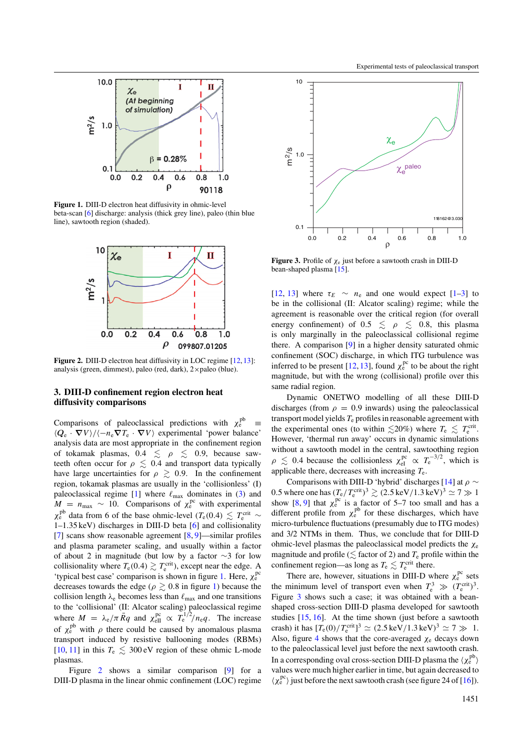10.0

$\chi_e$

(At beginning of simulation)

I

II

m²/s

1.0

$\beta$ = 0.28%

0.1

0.0 0.2 0.4 0.6 0.8 1.0

ρ

90118

**Figure 1.** DIII-D electron heat diffusivity in ohmic-level beta-scan [6] discharge: analysis (thick grey line), paleo (thin blue line), sawtooth region (shaded).

10

$\chi_e$

I

II

m²/s

1

0.0 0.2 0.4 0.6 0.8 1.0

ρ

099807.01205

**Figure 2.** DIII-D electron heat diffusivity in LOC regime [12, 13]: analysis (green, dimmest), paleo (red, dark), 2×paleo (blue).

## 3. DIII-D confinement region electron heat diffusivity comparisons

Comparisons of paleoclassical predictions with $\chi_e^{pb} \equiv \langle Q_e \cdot \nabla V \rangle / \langle -n_e \nabla T_e \cdot \nabla V \rangle$ experimental 'power balance' analysis data are most appropriate in the confinement region of tokamak plasmas, $0.4 \lesssim \rho \lesssim 0.9$, because sawteeth often occur for $\rho \lesssim 0.4$ and transport data typically have large uncertainties for $\rho \gtrsim 0.9$. In the confinement region, tokamak plasmas are usually in the 'collisionless' (I) paleoclassical regime [1] where $\ell_{max}$ dominates in (3) and $M = n_{max} \sim 10$. Comparisons of $\chi_e^{pc}$ with experimental $\chi_e^{pb}$ data from 6 of the base ohmic-level ($T_e(0.4) \lesssim T_e^{crit} \sim$ 1–1.35 keV) discharges in DIII-D beta [6] and collisionality [7] scans show reasonable agreement [8, 9]—similar profiles and plasma parameter scaling, and usually within a factor of about 2 in magnitude (but low by a factor ~3 for low collisionality where $T_e(0.4) \gtrsim T_e^{crit}$), except near the edge. A 'typical best case' comparison is shown in figure 1. Here, $\chi_e^{pc}$ decreases towards the edge ($\rho \gtrsim 0.8$ in figure 1) because the collision length $\lambda_e$ becomes less than $\ell_{max}$ and one transitions to the 'collisional' (II: Alcator scaling) paleoclassical regime where $M = \lambda_e/\pi \bar{R} q$ and $\chi_{eII}^{pc} \propto T_e^{1/2}/n_e q$. The increase of $\chi_e^{pb}$ with $\rho$ there could be caused by anomalous plasma transport induced by resistive ballooning modes (RBMs) [10, 11] in this $T_e \lesssim 300$ eV region of these ohmic L-mode plasmas.

Figure 2 shows a similar comparison [9] for a DIII-D plasma in the linear ohmic confinement (LOC) regime [12, 13] where $\tau_E \sim n_e$ and one would expect [1–3] to be in the collisional (II: Alcator scaling) regime; while the agreement is reasonable over the critical region (for overall energy confinement) of $0.5 \lesssim \rho \lesssim 0.8$, this plasma is only marginally in the paleoclassical collisional regime there. A comparison [9] in a higher density saturated ohmic confinement (SOC) discharge, in which ITG turbulence was inferred to be present [12, 13], found $\chi_e^{pc}$ to be about the right magnitude, but with the wrong (collisional) profile over this same radial region.

10

m²/s

1.0

$\chi_e$

$\chi_e^{paleo}$

0.1

0.0 0.2 0.4 0.6 0.8 1.0

ρ

118162@3.030

**Figure 3.** Profile of $\chi_e$ just before a sawtooth crash in DIII-D bean-shaped plasma [15].

Dynamic ONETWO modelling of all these DIII-D discharges (from $\rho = 0.9$ inwards) using the paleoclassical transport model yields $T_e$ profiles in reasonable agreement with the experimental ones (to within $\lesssim$20%) where $T_e \lesssim T_e^{crit}$. However, 'thermal run away' occurs in dynamic simulations without a sawtooth model in the central, sawtoothing region $\rho \lesssim 0.4$ because the collisionless $\chi_{eI}^{pc} \propto T_e^{-3/2}$, which is applicable there, decreases with increasing $T_e$.

Comparisons with DIII-D 'hybrid' discharges [14] at $\rho \sim 0.5$ where one has $(T_e/T_e^{crit})^3 \gtrsim (2.5\,\text{keV}/1.3\,\text{keV})^3 \simeq 7 \gg 1$ show [8, 9] that $\chi_e^{pc}$ is a factor of 5–7 too small and has a different profile from $\chi_e^{pb}$ for these discharges, which have micro-turbulence fluctuations (presumably due to ITG modes) and 3/2 NTMs in them. Thus, we conclude that for DIII-D ohmic-level plasmas the paleoclassical model predicts the $\chi_e$ magnitude and profile ($\lesssim$ factor of 2) and $T_e$ profile within the confinement region—as long as $T_e \lesssim T_e^{crit}$ there.

There are, however, situations in DIII-D where $\chi_e^{pc}$ sets the minimum level of transport even when $T_e^3 \gg (T_e^{crit})^3$. Figure 3 shows such a case; it was obtained with a bean-shaped cross-section DIII-D plasma developed for sawtooth studies [15, 16]. At the time shown (just before a sawtooth crash) it has $[T_e(0)/T_e^{crit}]^3 \simeq (2.5\,\text{keV}/1.3\,\text{keV})^3 \simeq 7 \gg 1$. Also, figure 4 shows that the core-averaged $\chi_e$ decays down to the paleoclassical level just before the next sawtooth crash. In a corresponding oval cross-section DIII-D plasma the $\langle \chi_e^{pb} \rangle$ values were much higher earlier in time, but again decreased to $\langle \chi_e^{pc} \rangle$ just before the next sawtooth crash (see figure 24 of [16]).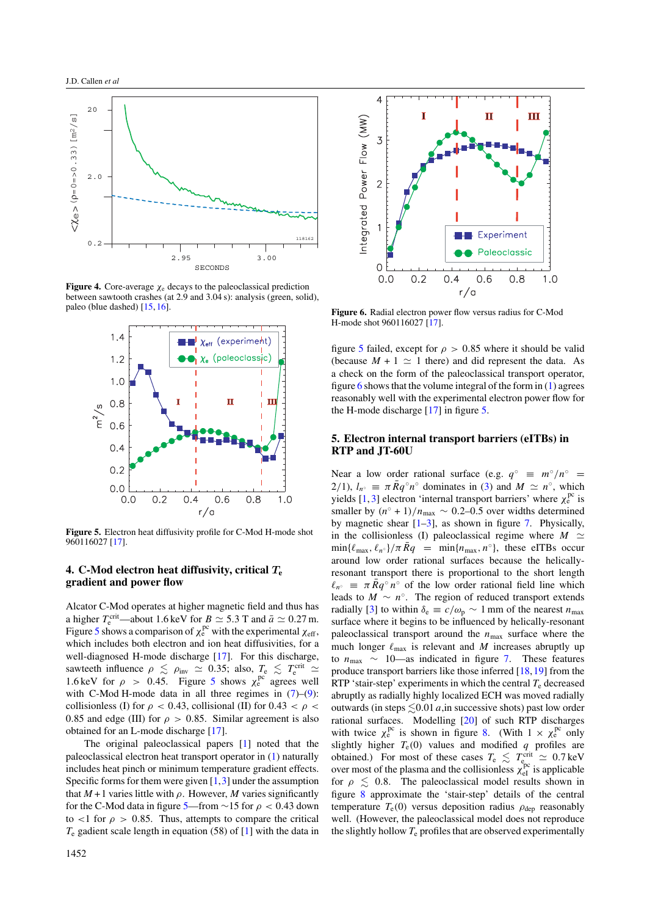20

2.0

0.2

<χe> (ρ=0=>0.33) [m²/s]

2.95

3.00

SECONDS

118162

**Figure 4.** Core-average $\chi_e$ decays to the paleoclassical prediction between sawtooth crashes (at 2.9 and 3.04 s): analysis (green, solid), paleo (blue dashed) [15, 16].

1.4

1.2

1.0

0.8

0.6

0.4

0.2

0.0

m²/s

0.0 0.2 0.4 0.6 0.8 1.0

r/a

I

II

III

$\chi_{eff}$ (experiment)

$\chi_e$ (paleoclassic)

**Figure 5.** Electron heat diffusivity profile for C-Mod H-mode shot 960116027 [17].

## 4. C-Mod electron heat diffusivity, critical $T_e$ gradient and power flow

Alcator C-Mod operates at higher magnetic field and thus has a higher $T_e^{crit}$—about 1.6 keV for $B \simeq 5.3$ T and $\bar{a} \simeq 0.27$ m. Figure 5 shows a comparison of $\chi_e^{pc}$ with the experimental $\chi_{eff}$, which includes both electron and ion heat diffusivities, for a well-diagnosed H-mode discharge [17]. For this discharge, sawtooth influence $\rho \lesssim \rho_{inv} \simeq 0.35$; also, $T_e \lesssim T_e^{crit} \simeq 1.6$ keV for $\rho > 0.45$. Figure 5 shows $\chi_e^{pc}$ agrees well with C-Mod H-mode data in all three regimes in (7)–(9): collisionless (I) for $\rho < 0.43$, collisional (II) for $0.43 < \rho < 0.85$ and edge (III) for $\rho > 0.85$. Similar agreement is also obtained for an L-mode discharge [17].

The original paleoclassical papers [1] noted that the paleoclassical electron heat transport operator in (1) naturally includes heat pinch or minimum temperature gradient effects. Specific forms for them were given [1, 3] under the assumption that $M+1$ varies little with $\rho$. However, $M$ varies significantly for the C-Mod data in figure 5—from ~15 for $\rho < 0.43$ down to <1 for $\rho > 0.85$. Thus, attempts to compare the critical $T_e$ gadient scale length in equation (58) of [1] with the data in figure 5 failed, except for $\rho > 0.85$ where it should be valid (because $M + 1 \simeq 1$ there) and did represent the data. As a check on the form of the paleoclassical transport operator, figure 6 shows that the volume integral of the form in (1) agrees reasonably well with the experimental electron power flow for the H-mode discharge [17] in figure 5.

4

3

2

1

0

Integrated Power Flow (MW)

0.0 0.2 0.4 0.6 0.8 1.0

r/a

I

II

III

Experiment

Paleoclassic

**Figure 6.** Radial electron power flow versus radius for C-Mod H-mode shot 960116027 [17].

## 5. Electron internal transport barriers (eITBs) in RTP and JT-60U

Near a low order rational surface (e.g. $q^\circ \equiv m^\circ/n^\circ = 2/1$), $l_{n^\circ} \equiv \pi \bar{R} q^\circ n^\circ$ dominates in (3) and $M \simeq n^\circ$, which yields [1, 3] electron 'internal transport barriers' where $\chi_e^{pc}$ is smaller by $(n^\circ + 1)/n_{max} \sim 0.2$–$0.5$ over widths determined by magnetic shear [1–3], as shown in figure 7. Physically, in the collisionless (I) paleoclassical regime where $M \simeq \min\{\ell_{max}, \ell_{n^\circ}\}/\pi \bar{R} q = \min\{n_{max}, n^\circ\}$, these eITBs occur around low order rational surfaces because the helically-resonant transport there is proportional to the short length $\ell_{n^\circ} \equiv \pi \bar{R} q^\circ n^\circ$ of the low order rational field line which leads to $M \sim n^\circ$. The region of reduced transport extends radially [3] to within $\delta_e \equiv c/\omega_p \sim 1$ mm of the nearest $n_{max}$ surface where it begins to be influenced by helically-resonant paleoclassical transport around the $n_{max}$ surface where the much longer $\ell_{max}$ is relevant and $M$ increases abruptly up to $n_{max} \sim 10$—as indicated in figure 7. These features produce transport barriers like those inferred [18, 19] from the RTP 'stair-step' experiments in which the central $T_e$ decreased abruptly as radially highly localized ECH was moved radially outwards (in steps $\lesssim 0.01\,a$,in successive shots) past low order rational surfaces. Modelling [20] of such RTP discharges with twice $\chi_e^{pc}$ is shown in figure 8. (With $1 \times \chi_e^{pc}$ only slightly higher $T_e(0)$ values and modified $q$ profiles are obtained.) For most of these cases $T_e \lesssim T_e^{crit} \simeq 0.7$ keV over most of the plasma and the collisionless $\chi_{eI}^{pc}$ is applicable for $\rho \lesssim 0.8$. The paleoclassical model results shown in figure 8 approximate the 'stair-step' details of the central temperature $T_e(0)$ versus deposition radius $\rho_{dep}$ reasonably well. (However, the paleoclassical model does not reproduce the slightly hollow $T_e$ profiles that are observed experimentally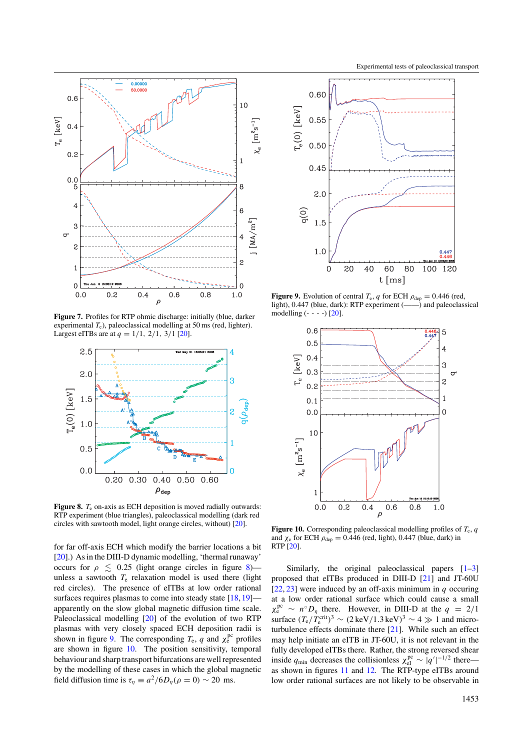0.00000
50.0000

$T_e$ [keV]

0.6
0.4
0.2
0.0

10
1

$\chi_e$ [m$^2$s$^{-1}$]

5
4
3
2
1
0

q

8
6
4
2
0

j [MA/m$^2$]

Thu Jun 8 15:02:12 2006

0.0 0.2 0.4 0.6 0.8 1.0

$\rho$

**Figure 7.** Profiles for RTP ohmic discharge: initially (blue, darker experimental $T_e$), paleoclassical modelling at 50 ms (red, lighter). Largest eITBs are at $q = 1/1,\ 2/1,\ 3/1$ [20].

2.5
2.0
1.5
1.0
0.5
0.0

$T_e(0)$ [keV]

4
3
2
1
0

$q(\rho_{dep})$

Wed May 31 18:08:21 2006

A
A'
A''
B
C
D
E

0.20 0.30 0.40 0.50 0.60

$\rho_{dep}$

**Figure 8.** $T_e$ on-axis as ECH deposition is moved radially outwards: RTP experiment (blue triangles), paleoclassical modelling (dark red circles with sawtooth model, light orange circles, without) [20].

0.60
0.55
0.50
0.45

$T_e(0)$ [keV]

2.0
1.5
1.0

q(0)

0.447
0.446

Thu Jun 15 12:02:45 2006

0 20 40 60 80 100 120

t [ms]

**Figure 9.** Evolution of central $T_e$, $q$ for ECH $\rho_{dep} = 0.446$ (red, light), 0.447 (blue, dark): RTP experiment (——) and paleoclassical modelling (- - - -) [20].

0.6
0.5
0.4
0.3
0.2
0.1
0.0

$T_e$ [keV]

5
4
3
2
1
0

q

0.446
0.447

10
1

$\chi_e$ [m$^2$s$^{-1}$]

Thu Jun 15 12:10:10 2006

0.0 0.2 0.4 0.6 0.8 1.0

$\rho$

**Figure 10.** Corresponding paleoclassical modelling profiles of $T_e$, $q$ and $\chi_e$ for ECH $\rho_{dep} = 0.446$ (red, light), 0.447 (blue, dark) in RTP [20].

for far off-axis ECH which modify the barrier locations a bit [20].) As in the DIII-D dynamic modelling, 'thermal runaway' occurs for $\rho \lesssim 0.25$ (light orange circles in figure 8)—unless a sawtooth $T_e$ relaxation model is used there (light red circles). The presence of eITBs at low order rational surfaces requires plasmas to come into steady state [18, 19]—apparently on the slow global magnetic diffusion time scale. Paleoclassical modelling [20] of the evolution of two RTP plasmas with very closely spaced ECH deposition radii is shown in figure 9. The corresponding $T_e$, $q$ and $\chi_e^{pc}$ profiles are shown in figure 10. The position sensitivity, temporal behaviour and sharp transport bifurcations are well represented by the modelling of these cases in which the global magnetic field diffusion time is $\tau_\eta \equiv a^2/6D_\eta(\rho = 0) \sim 20$ ms.

Similarly, the original paleoclassical papers [1–3] proposed that eITBs produced in DIII-D [21] and JT-60U [22, 23] were induced by an off-axis minimum in $q$ occuring at a low order rational surface which could cause a small $\chi_e^{pc} \sim n^\circ D_\eta$ there. However, in DIII-D at the $q = 2/1$ surface $(T_e/T_e^{crit})^3 \sim (2\,\text{keV}/1.3\,\text{keV})^3 \sim 4 \gg 1$ and micro-turbulence effects dominate there [21]. While such an effect may help initiate an eITB in JT-60U, it is not relevant in the fully developed eITBs there. Rather, the strong reversed shear inside $q_{min}$ decreases the collisionless $\chi_{eI}^{pc} \sim |q'|^{-1/2}$ there—as shown in figures 11 and 12. The RTP-type eITBs around low order rational surfaces are not likely to be observable in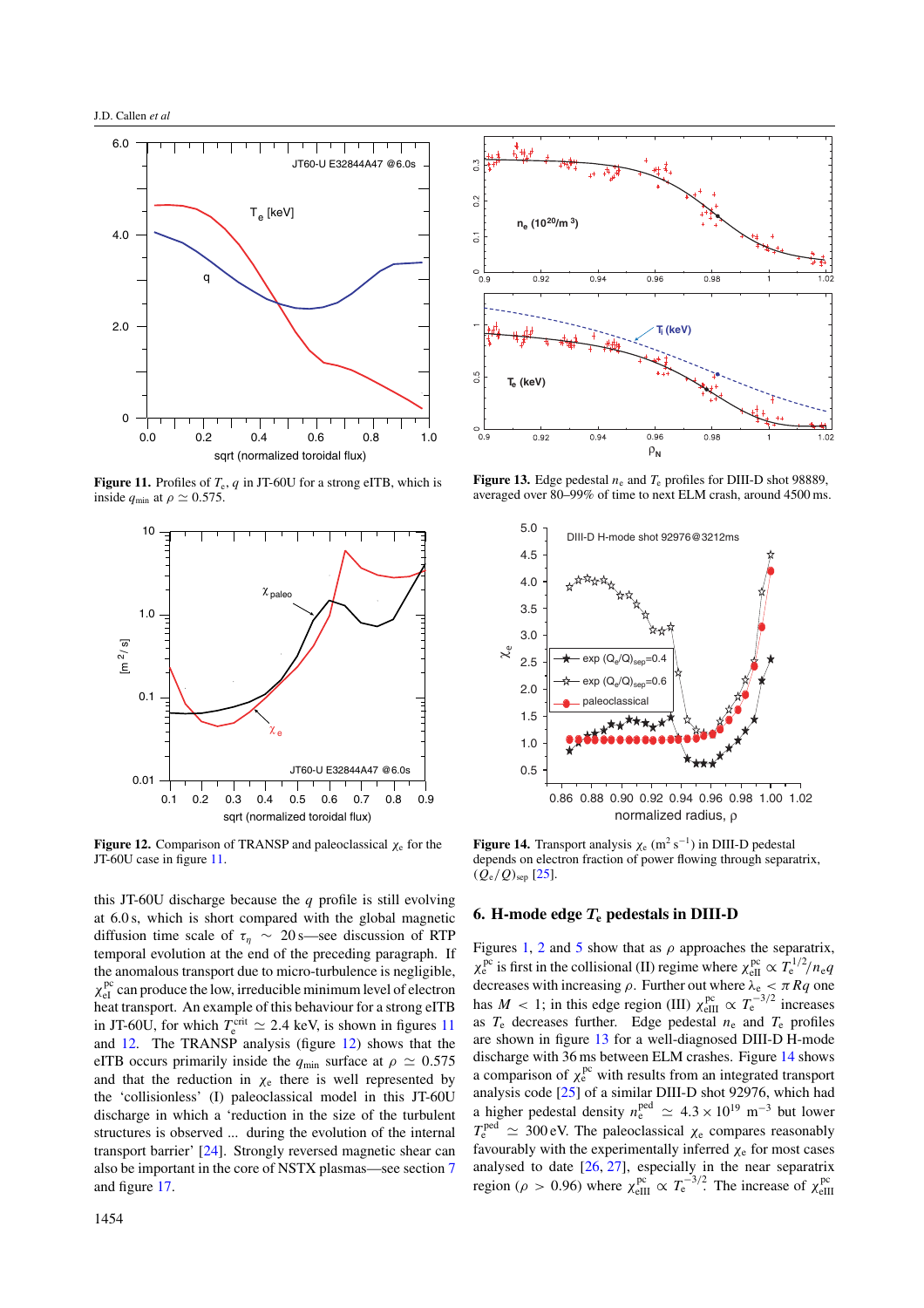6.0

JT60-U E32844A47 @6.0s

$T_e$ [keV]

4.0

q

2.0

0

0.0 0.2 0.4 0.6 0.8 1.0

sqrt (normalized toroidal flux)

**Figure 11.** Profiles of $T_e$, $q$ in JT-60U for a strong eITB, which is inside $q_{\min}$ at $\rho \simeq 0.575$.

$n_e$ ($10^{20}$/m$^3$)

0.3 0.2 0.1 0

0.9 0.92 0.94 0.96 0.98 1 1.02

$T_i$ (keV)

$T_e$ (keV)

1 0.5 0

0.9 0.92 0.94 0.96 0.98 1 1.02

$\rho_N$

**Figure 13.** Edge pedestal $n_e$ and $T_e$ profiles for DIII-D shot 98889, averaged over 80–99% of time to next ELM crash, around 4500 ms.

10

1.0

0.1

0.01

[m$^2$/s]

$\chi_{paleo}$

$\chi_e$

JT60-U E32844A47 @6.0s

0.1 0.2 0.3 0.4 0.5 0.6 0.7 0.8 0.9

sqrt (normalized toroidal flux)

**Figure 12.** Comparison of TRANSP and paleoclassical $\chi_e$ for the JT-60U case in figure 11.

5.0 4.5 4.0 3.5 3.0 2.5 2.0 1.5 1.0 0.5

DIII-D H-mode shot 92976@3212ms

$\chi_e$

exp $(Q_e/Q)_{sep}$=0.4

exp $(Q_e/Q)_{sep}$=0.6

paleoclassical

0.86 0.88 0.90 0.92 0.94 0.96 0.98 1.00 1.02

normalized radius, ρ

**Figure 14.** Transport analysis $\chi_e$ (m$^2$ s$^{-1}$) in DIII-D pedestal depends on electron fraction of power flowing through separatrix, $(Q_e/Q)_{\rm sep}$ [25].

this JT-60U discharge because the $q$ profile is still evolving at 6.0 s, which is short compared with the global magnetic diffusion time scale of $\tau_\eta \sim 20$ s—see discussion of RTP temporal evolution at the end of the preceding paragraph. If the anomalous transport due to micro-turbulence is negligible, $\chi_{eI}^{pc}$ can produce the low, irreducible minimum level of electron heat transport. An example of this behaviour for a strong eITB in JT-60U, for which $T_e^{crit} \simeq 2.4$ keV, is shown in figures 11 and 12. The TRANSP analysis (figure 12) shows that the eITB occurs primarily inside the $q_{\min}$ surface at $\rho \simeq 0.575$ and that the reduction in $\chi_e$ there is well represented by the 'collisionless' (I) paleoclassical model in this JT-60U discharge in which a 'reduction in the size of the turbulent structures is observed ... during the evolution of the internal transport barrier' [24]. Strongly reversed magnetic shear can also be important in the core of NSTX plasmas—see section 7 and figure 17.

## 6. H-mode edge $T_e$ pedestals in DIII-D

Figures 1, 2 and 5 show that as $\rho$ approaches the separatrix, $\chi_e^{pc}$ is first in the collisional (II) regime where $\chi_{eII}^{pc} \propto T_e^{1/2}/n_e q$ decreases with increasing $\rho$. Further out where $\lambda_e < \pi Rq$ one has $M < 1$; in this edge region (III) $\chi_{eIII}^{pc} \propto T_e^{-3/2}$ increases as $T_e$ decreases further. Edge pedestal $n_e$ and $T_e$ profiles are shown in figure 13 for a well-diagnosed DIII-D H-mode discharge with 36 ms between ELM crashes. Figure 14 shows a comparison of $\chi_e^{pc}$ with results from an integrated transport analysis code [25] of a similar DIII-D shot 92976, which had a higher pedestal density $n_e^{ped} \simeq 4.3 \times 10^{19}$ m$^{-3}$ but lower $T_e^{ped} \simeq 300$ eV. The paleoclassical $\chi_e$ compares reasonably favourably with the experimentally inferred $\chi_e$ for most cases analysed to date [26, 27], especially in the near separatrix region ($\rho > 0.96$) where $\chi_{eIII}^{pc} \propto T_e^{-3/2}$. The increase of $\chi_{eIII}^{pc}$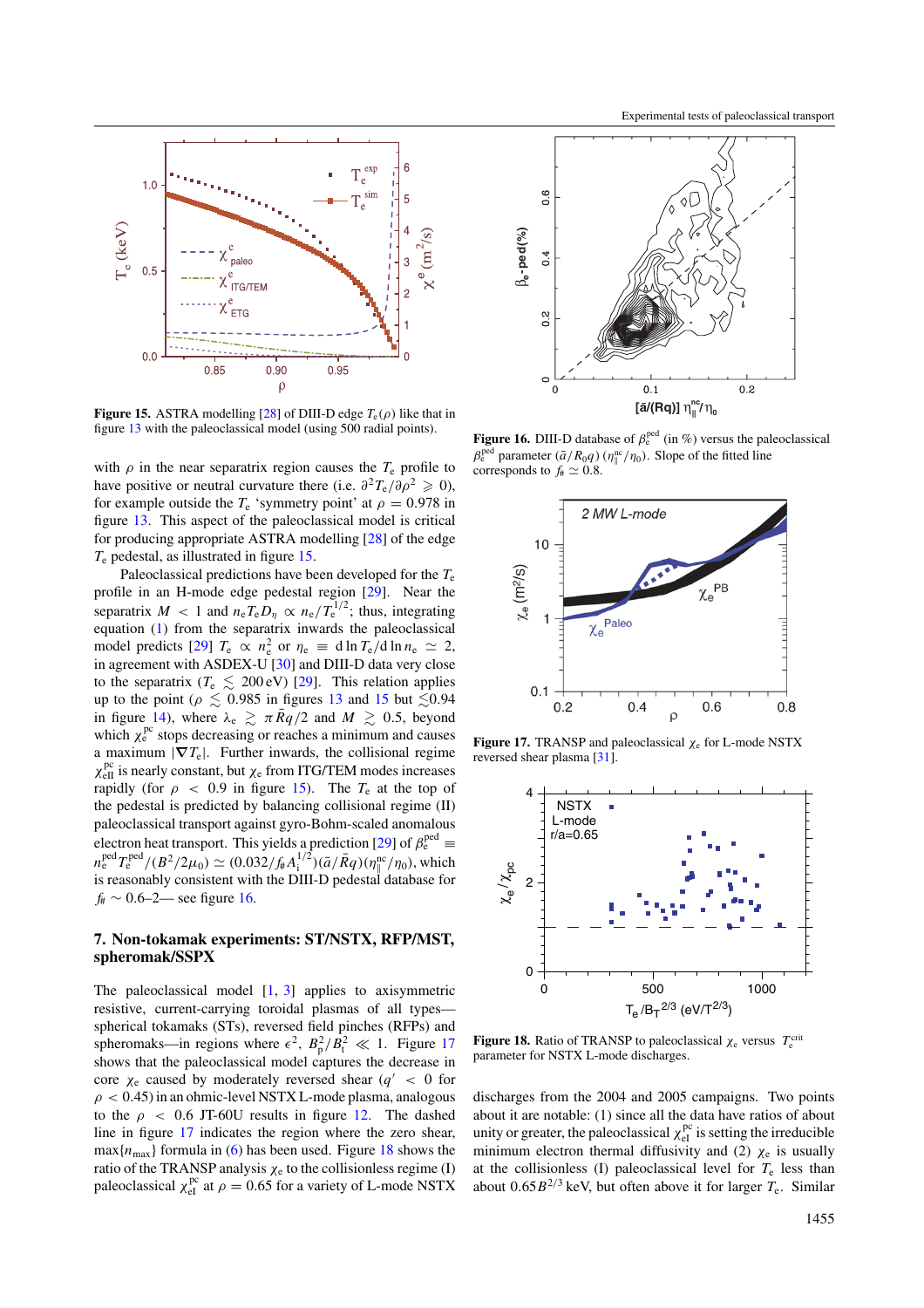$T_e$ (keV)

1.0

0.5

0.0

0.85 0.90 0.95

ρ

$T_e^{exp}$

$T_e^{sim}$

$\chi^e_{paleo}$

$\chi^e_{ITG/TEM}$

$\chi^e_{ETG}$

$\chi^e$ ($m^2$/s)

6 5 4 3 2 1 0

**Figure 15.** ASTRA modelling [28] of DIII-D edge $T_e(\rho)$ like that in figure 13 with the paleoclassical model (using 500 radial points).

with $\rho$ in the near separatrix region causes the $T_e$ profile to have positive or neutral curvature there (i.e. $\partial^2 T_e/\partial\rho^2 \geqslant 0$), for example outside the $T_e$ 'symmetry point' at $\rho = 0.978$ in figure 13. This aspect of the paleoclassical model is critical for producing appropriate ASTRA modelling [28] of the edge $T_e$ pedestal, as illustrated in figure 15.

Paleoclassical predictions have been developed for the $T_e$ profile in an H-mode edge pedestal region [29]. Near the separatrix $M < 1$ and $n_e T_e D_\eta \propto n_e/T_e^{1/2}$; thus, integrating equation (1) from the separatrix inwards the paleoclassical model predicts [29] $T_e \propto n_e^2$ or $\eta_e \equiv \mathrm{d}\ln T_e/\mathrm{d}\ln n_e \simeq 2$, in agreement with ASDEX-U [30] and DIII-D data very close to the separatrix ($T_e \lesssim 200$ eV) [29]. This relation applies up to the point ($\rho \lesssim 0.985$ in figures 13 and 15 but $\lesssim 0.94$ in figure 14), where $\lambda_e \gtrsim \pi \bar{R} q/2$ and $M \gtrsim 0.5$, beyond which $\chi_e^{pc}$ stops decreasing or reaches a minimum and causes a maximum $|\nabla T_e|$. Further inwards, the collisional regime $\chi_{eII}^{pc}$ is nearly constant, but $\chi_e$ from ITG/TEM modes increases rapidly (for $\rho < 0.9$ in figure 15). The $T_e$ at the top of the pedestal is predicted by balancing collisional regime (II) paleoclassical transport against gyro-Bohm-scaled anomalous electron heat transport. This yields a prediction [29] of $\beta_e^{ped} \equiv n_e^{ped} T_e^{ped}/(B^2/2\mu_0) \simeq (0.032/f_\# A_i^{1/2})(\bar{a}/\bar{R}q)(\eta_\parallel^{nc}/\eta_0)$, which is reasonably consistent with the DIII-D pedestal database for $f_\# \sim 0.6$–2— see figure 16.

## 7. Non-tokamak experiments: ST/NSTX, RFP/MST, spheromak/SSPX

The paleoclassical model [1, 3] applies to axisymmetric resistive, current-carrying toroidal plasmas of all types—spherical tokamaks (STs), reversed field pinches (RFPs) and spheromaks—in regions where $\epsilon^2$, $B_p^2/B_t^2 \ll 1$. Figure 17 shows that the paleoclassical model captures the decrease in core $\chi_e$ caused by moderately reversed shear ($q' < 0$ for $\rho < 0.45$) in an ohmic-level NSTX L-mode plasma, analogous to the $\rho < 0.6$ JT-60U results in figure 12. The dashed line in figure 17 indicates the region where the zero shear, $\max\{n_{max}\}$ formula in (6) has been used. Figure 18 shows the ratio of the TRANSP analysis $\chi_e$ to the collisionless regime (I) paleoclassical $\chi_{eI}^{pc}$ at $\rho = 0.65$ for a variety of L-mode NSTX

$\beta_e$-ped(%)

0 0.2 0.4 0.6

0 0.1 0.2

$[\bar{a}/(Rq)]\ \eta_\parallel^{nc}/\eta_0$

**Figure 16.** DIII-D database of $\beta_e^{ped}$ (in %) versus the paleoclassical $\beta_e^{ped}$ parameter $(\bar{a}/R_0 q)\,(\eta_\parallel^{nc}/\eta_0)$. Slope of the fitted line corresponds to $f_\# \simeq 0.8$.

2 MW L-mode

$\chi_e$ ($m^2$/s)

10

1

0.1

0.2 0.4 0.6 0.8

ρ

$\chi_e^{PB}$

$\chi_e^{Paleo}$

**Figure 17.** TRANSP and paleoclassical $\chi_e$ for L-mode NSTX reversed shear plasma [31].

NSTX

L-mode

r/a=0.65

$\chi_e/\chi_{pc}$

4

2

0

0 500 1000

$T_e/B_T^{2/3}$ (eV/$T^{2/3}$)

**Figure 18.** Ratio of TRANSP to paleoclassical $\chi_e$ versus $T_e^{crit}$ parameter for NSTX L-mode discharges.

discharges from the 2004 and 2005 campaigns. Two points about it are notable: (1) since all the data have ratios of about unity or greater, the paleoclassical $\chi_{eI}^{pc}$ is setting the irreducible minimum electron thermal diffusivity and (2) $\chi_e$ is usually at the collisionless (I) paleoclassical level for $T_e$ less than about $0.65 B^{2/3}$ keV, but often above it for larger $T_e$. Similar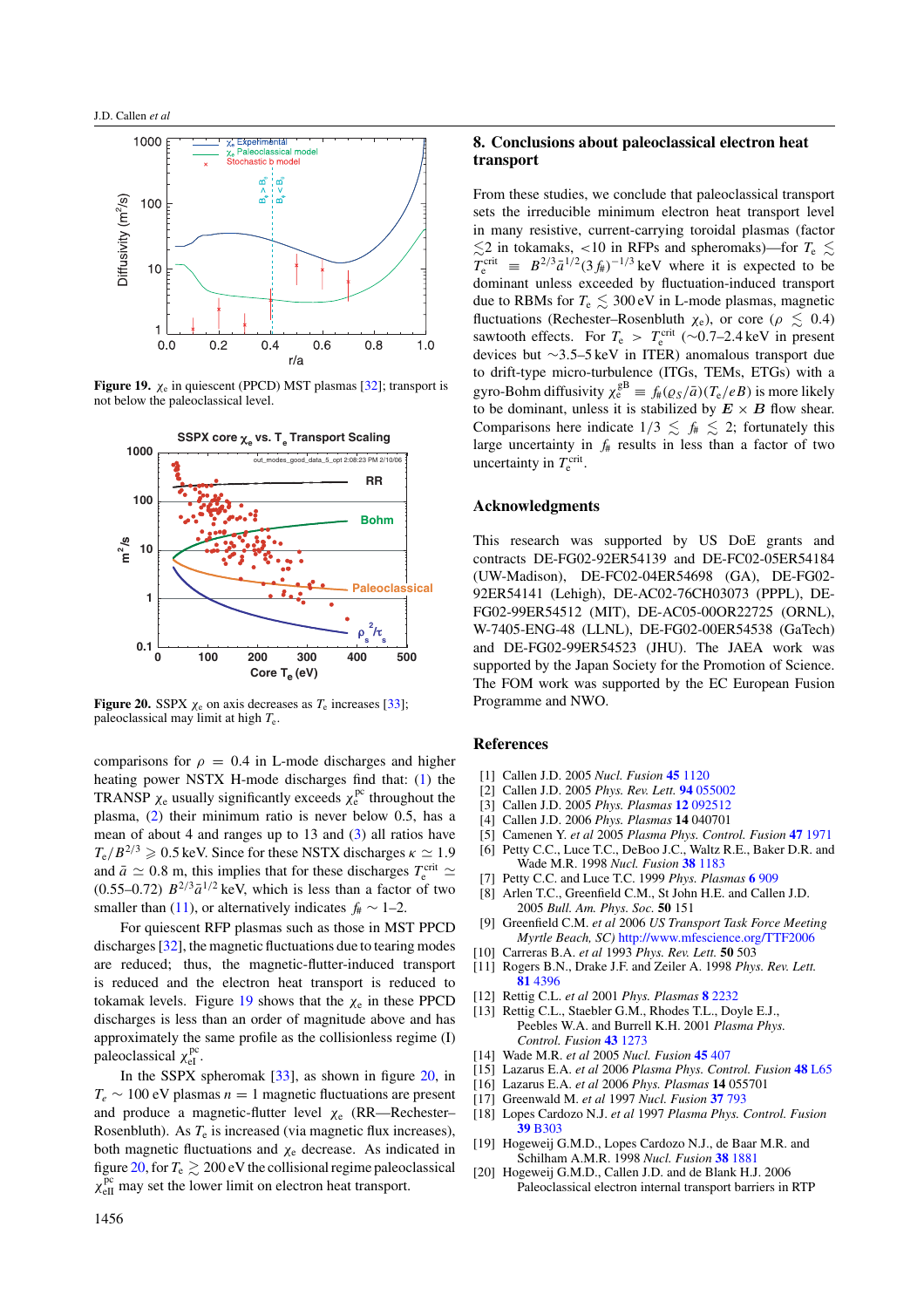1000

$\chi_e$ Experimental

$\chi_e$ Paleoclassical model

Stochastic b model

$B_\theta > B_\phi$

$B_\theta < B_\phi$

100

10

1

Diffusivity (m²/s)

0.0 0.2 0.4 0.6 0.8 1.0

r/a

**Figure 19.** $\chi_e$ in quiescent (PPCD) MST plasmas [32]; transport is not below the paleoclassical level.

SSPX core $\chi_e$ vs. $T_e$ Transport Scaling

out_modes_good_data_5_opt 2:08:23 PM 2/10/06

1000

100

10

1

0.1

m²/s

RR

Bohm

Paleoclassical

$\rho_s^2/\tau_s$

0 100 200 300 400 500

Core $T_e$ (eV)

**Figure 20.** SSPX $\chi_e$ on axis decreases as $T_e$ increases [33]; paleoclassical may limit at high $T_e$.

comparisons for $\rho = 0.4$ in L-mode discharges and higher heating power NSTX H-mode discharges find that: (1) the TRANSP $\chi_e$ usually significantly exceeds $\chi_e^{pc}$ throughout the plasma, (2) their minimum ratio is never below 0.5, has a mean of about 4 and ranges up to 13 and (3) all ratios have $T_e/B^{2/3} \geqslant 0.5$ keV. Since for these NSTX discharges $\kappa \simeq 1.9$ and $\bar{a} \simeq 0.8$ m, this implies that for these discharges $T_e^{crit} \simeq (0.55\text{–}0.72)\ B^{2/3}\bar{a}^{1/2}$ keV, which is less than a factor of two smaller than (11), or alternatively indicates $f_\# \sim 1\text{–}2$.

For quiescent RFP plasmas such as those in MST PPCD discharges [32], the magnetic fluctuations due to tearing modes are reduced; thus, the magnetic-flutter-induced transport is reduced and the electron heat transport is reduced to tokamak levels. Figure 19 shows that the $\chi_e$ in these PPCD discharges is less than an order of magnitude above and has approximately the same profile as the collisionless regime (I) paleoclassical $\chi_{eI}^{pc}$.

In the SSPX spheromak [33], as shown in figure 20, in $T_e \sim 100$ eV plasmas $n = 1$ magnetic fluctuations are present and produce a magnetic-flutter level $\chi_e$ (RR—Rechester–Rosenbluth). As $T_e$ is increased (via magnetic flux increases), both magnetic fluctuations and $\chi_e$ decrease. As indicated in figure 20, for $T_e \gtrsim 200$ eV the collisional regime paleoclassical $\chi_{eII}^{pc}$ may set the lower limit on electron heat transport.

## 8. Conclusions about paleoclassical electron heat transport

From these studies, we conclude that paleoclassical transport sets the irreducible minimum electron heat transport level in many resistive, current-carrying toroidal plasmas (factor $\lesssim 2$ in tokamaks, $<10$ in RFPs and spheromaks)—for $T_e \lesssim T_e^{crit} \equiv B^{2/3}\bar{a}^{1/2}(3 f_\#)^{-1/3}$ keV where it is expected to be dominant unless exceeded by fluctuation-induced transport due to RBMs for $T_e \lesssim 300$ eV in L-mode plasmas, magnetic fluctuations (Rechester–Rosenbluth $\chi_e$), or core ($\rho \lesssim 0.4$) sawtooth effects. For $T_e > T_e^{crit}$ ($\sim$0.7–2.4 keV in present devices but $\sim$3.5–5 keV in ITER) anomalous transport due to drift-type micro-turbulence (ITGs, TEMs, ETGs) with a gyro-Bohm diffusivity $\chi_e^{gB} \equiv f_\#(\varrho_S/\bar{a})(T_e/eB)$ is more likely to be dominant, unless it is stabilized by $\boldsymbol{E} \times \boldsymbol{B}$ flow shear. Comparisons here indicate $1/3 \lesssim f_\# \lesssim 2$; fortunately this large uncertainty in $f_\#$ results in less than a factor of two uncertainty in $T_e^{crit}$.

## Acknowledgments

This research was supported by US DoE grants and contracts DE-FG02-92ER54139 and DE-FC02-05ER54184 (UW-Madison), DE-FC02-04ER54698 (GA), DE-FG02-92ER54141 (Lehigh), DE-AC02-76CH03073 (PPPL), DE-FG02-99ER54512 (MIT), DE-AC05-00OR22725 (ORNL), W-7405-ENG-48 (LLNL), DE-FG02-00ER54538 (GaTech) and DE-FG02-99ER54523 (JHU). The JAEA work was supported by the Japan Society for the Promotion of Science. The FOM work was supported by the EC European Fusion Programme and NWO.

## References

[1] Callen J.D. 2005 *Nucl. Fusion* **45** 1120

[2] Callen J.D. 2005 *Phys. Rev. Lett.* **94** 055002

[3] Callen J.D. 2005 *Phys. Plasmas* **12** 092512

[4] Callen J.D. 2006 *Phys. Plasmas* **14** 040701

[5] Camenen Y. *et al* 2005 *Plasma Phys. Control. Fusion* **47** 1971

[6] Petty C.C., Luce T.C., DeBoo J.C., Waltz R.E., Baker D.R. and Wade M.R. 1998 *Nucl. Fusion* **38** 1183

[7] Petty C.C. and Luce T.C. 1999 *Phys. Plasmas* **6** 909

[8] Arlen T.C., Greenfield C.M., St John H.E. and Callen J.D. 2005 *Bull. Am. Phys. Soc.* **50** 151

[9] Greenfield C.M. *et al* 2006 *US Transport Task Force Meeting Myrtle Beach, SC)* http://www.mfescience.org/TTF2006

[10] Carreras B.A. *et al* 1993 *Phys. Rev. Lett.* **50** 503

[11] Rogers B.N., Drake J.F. and Zeiler A. 1998 *Phys. Rev. Lett.* **81** 4396

[12] Rettig C.L. *et al* 2001 *Phys. Plasmas* **8** 2232

[13] Rettig C.L., Staebler G.M., Rhodes T.L., Doyle E.J., Peebles W.A. and Burrell K.H. 2001 *Plasma Phys. Control. Fusion* **43** 1273

[14] Wade M.R. *et al* 2005 *Nucl. Fusion* **45** 407

[15] Lazarus E.A. *et al* 2006 *Plasma Phys. Control. Fusion* **48** L65

[16] Lazarus E.A. *et al* 2006 *Phys. Plasmas* **14** 055701

[17] Greenwald M. *et al* 1997 *Nucl. Fusion* **37** 793

[18] Lopes Cardozo N.J. *et al* 1997 *Plasma Phys. Control. Fusion* **39** B303

[19] Hogeweij G.M.D., Lopes Cardozo N.J., de Baar M.R. and Schilham A.M.R. 1998 *Nucl. Fusion* **38** 1881

[20] Hogeweij G.M.D., Callen J.D. and de Blank H.J. 2006 Paleoclassical electron internal transport barriers in RTP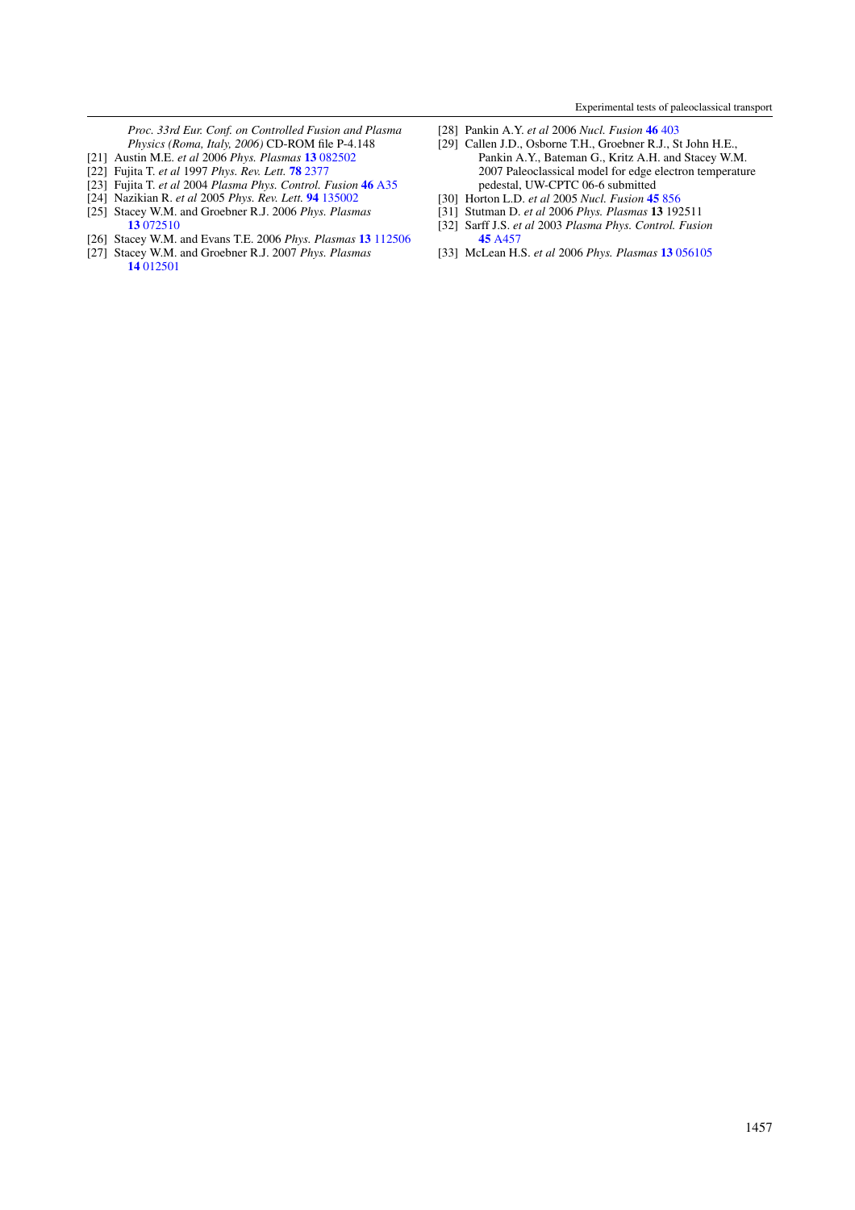*Proc. 33rd Eur. Conf. on Controlled Fusion and Plasma Physics (Roma, Italy, 2006)* CD-ROM file P-4.148

[21] Austin M.E. *et al* 2006 *Phys. Plasmas* **13** 082502

[22] Fujita T. *et al* 1997 *Phys. Rev. Lett.* **78** 2377

[23] Fujita T. *et al* 2004 *Plasma Phys. Control. Fusion* **46** A35

[24] Nazikian R. *et al* 2005 *Phys. Rev. Lett.* **94** 135002

[25] Stacey W.M. and Groebner R.J. 2006 *Phys. Plasmas* **13** 072510

[26] Stacey W.M. and Evans T.E. 2006 *Phys. Plasmas* **13** 112506

[27] Stacey W.M. and Groebner R.J. 2007 *Phys. Plasmas* **14** 012501

[28] Pankin A.Y. *et al* 2006 *Nucl. Fusion* **46** 403

[29] Callen J.D., Osborne T.H., Groebner R.J., St John H.E., Pankin A.Y., Bateman G., Kritz A.H. and Stacey W.M. 2007 Paleoclassical model for edge electron temperature pedestal, UW-CPTC 06-6 submitted

[30] Horton L.D. *et al* 2005 *Nucl. Fusion* **45** 856

[31] Stutman D. *et al* 2006 *Phys. Plasmas* **13** 192511

[32] Sarff J.S. *et al* 2003 *Plasma Phys. Control. Fusion* **45** A457

[33] McLean H.S. *et al* 2006 *Phys. Plasmas* **13** 056105